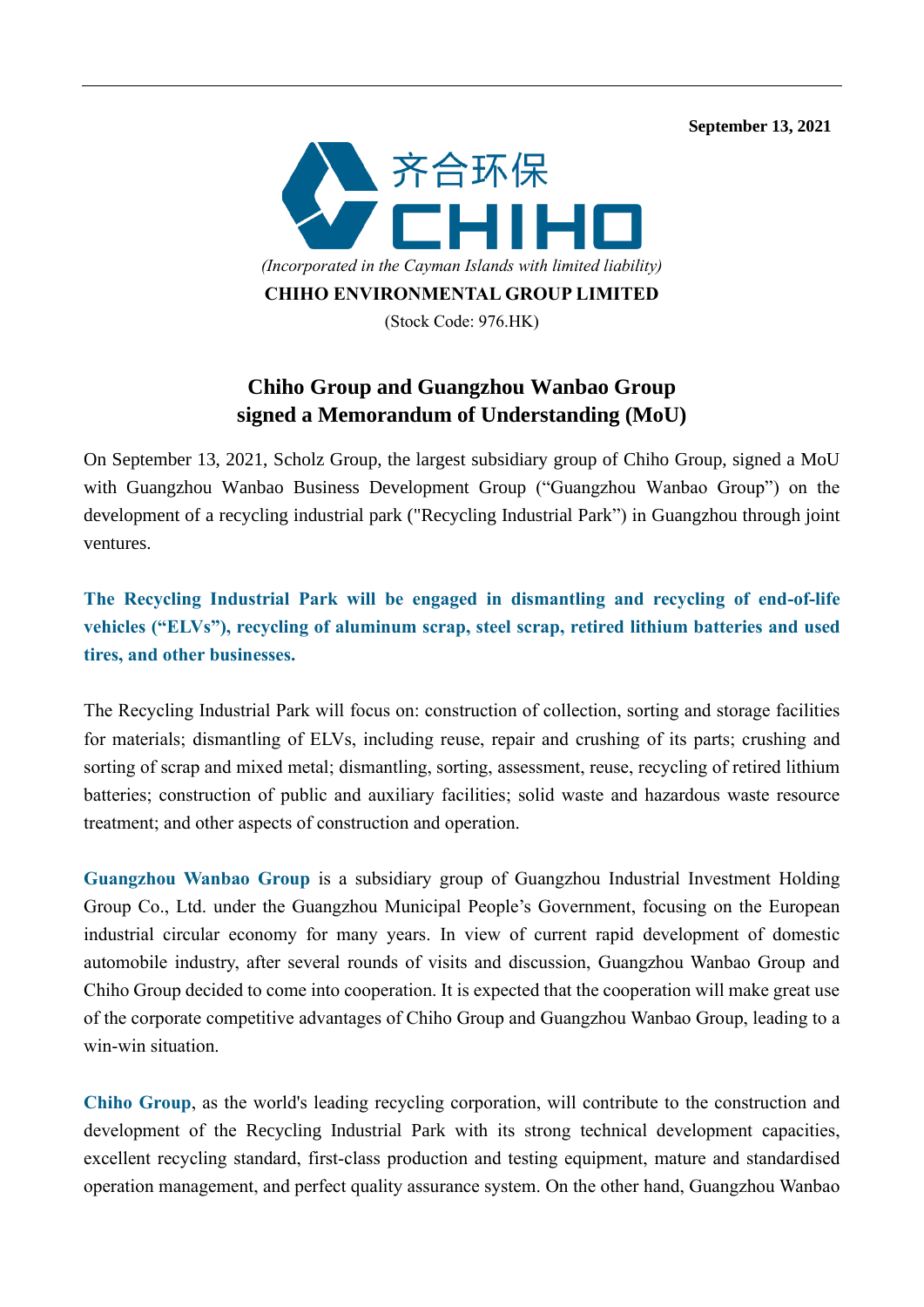**September 13, 2021**

齐合环保
CHIHO

*(Incorporated in the Cayman Islands with limited liability)*

**CHIHO ENVIRONMENTAL GROUP LIMITED**

(Stock Code: 976.HK)

# Chiho Group and Guangzhou Wanbao Group signed a Memorandum of Understanding (MoU)

On September 13, 2021, Scholz Group, the largest subsidiary group of Chiho Group, signed a MoU with Guangzhou Wanbao Business Development Group ("Guangzhou Wanbao Group") on the development of a recycling industrial park ("Recycling Industrial Park") in Guangzhou through joint ventures.

**The Recycling Industrial Park will be engaged in dismantling and recycling of end-of-life vehicles ("ELVs"), recycling of aluminum scrap, steel scrap, retired lithium batteries and used tires, and other businesses.**

The Recycling Industrial Park will focus on: construction of collection, sorting and storage facilities for materials; dismantling of ELVs, including reuse, repair and crushing of its parts; crushing and sorting of scrap and mixed metal; dismantling, sorting, assessment, reuse, recycling of retired lithium batteries; construction of public and auxiliary facilities; solid waste and hazardous waste resource treatment; and other aspects of construction and operation.

**Guangzhou Wanbao Group** is a subsidiary group of Guangzhou Industrial Investment Holding Group Co., Ltd. under the Guangzhou Municipal People's Government, focusing on the European industrial circular economy for many years. In view of current rapid development of domestic automobile industry, after several rounds of visits and discussion, Guangzhou Wanbao Group and Chiho Group decided to come into cooperation. It is expected that the cooperation will make great use of the corporate competitive advantages of Chiho Group and Guangzhou Wanbao Group, leading to a win-win situation.

**Chiho Group**, as the world's leading recycling corporation, will contribute to the construction and development of the Recycling Industrial Park with its strong technical development capacities, excellent recycling standard, first-class production and testing equipment, mature and standardised operation management, and perfect quality assurance system. On the other hand, Guangzhou Wanbao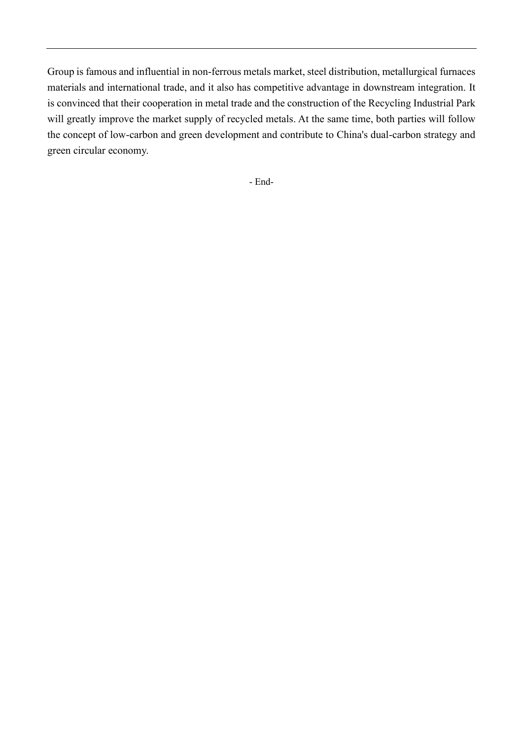Group is famous and influential in non-ferrous metals market, steel distribution, metallurgical furnaces materials and international trade, and it also has competitive advantage in downstream integration. It is convinced that their cooperation in metal trade and the construction of the Recycling Industrial Park will greatly improve the market supply of recycled metals. At the same time, both parties will follow the concept of low-carbon and green development and contribute to China's dual-carbon strategy and green circular economy.

- End-